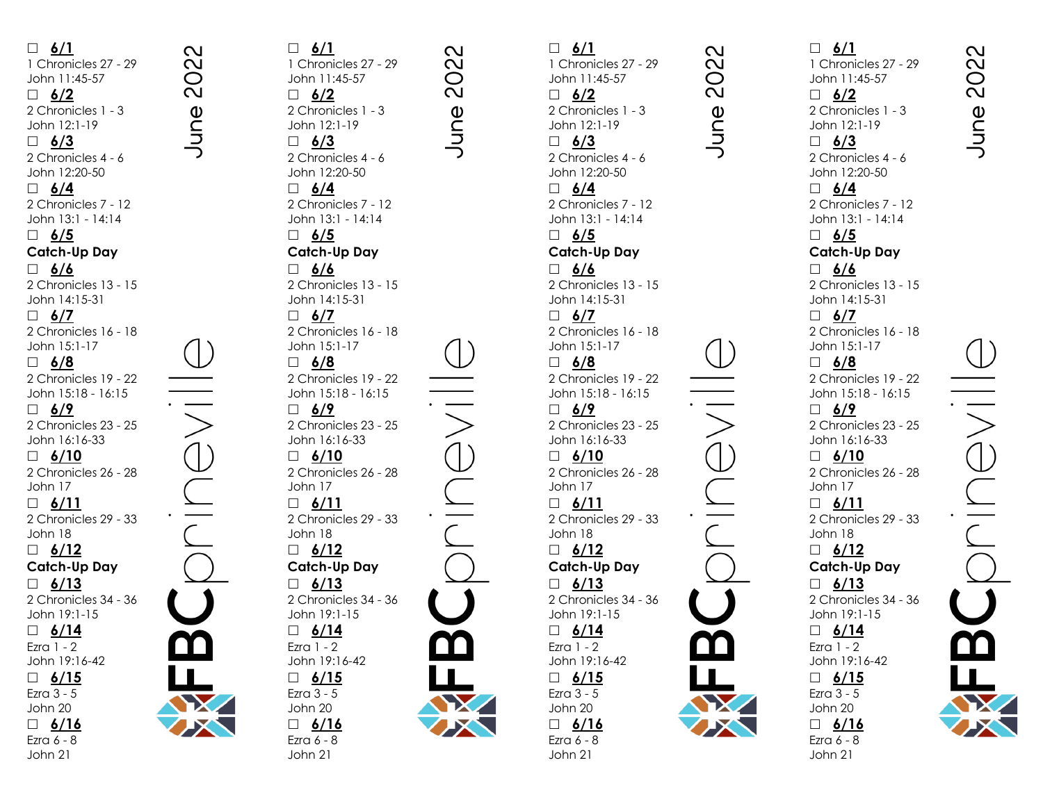- ☐ **6/1**
  1 Chronicles 27 - 29
  John 11:45-57
- ☐ **6/2**
  2 Chronicles 1 - 3
  John 12:1-19
- ☐ **6/3**
  2 Chronicles 4 - 6
  John 12:20-50
- ☐ **6/4**
  2 Chronicles 7 - 12
  John 13:1 - 14:14
- ☐ **6/5**
  **Catch-Up Day**
- ☐ **6/6**
  2 Chronicles 13 - 15
  John 14:15-31
- ☐ **6/7**
  2 Chronicles 16 - 18
  John 15:1-17
- ☐ **6/8**
  2 Chronicles 19 - 22
  John 15:18 - 16:15
- ☐ **6/9**
  2 Chronicles 23 - 25
  John 16:16-33
- ☐ **6/10**
  2 Chronicles 26 - 28
  John 17
- ☐ **6/11**
  2 Chronicles 29 - 33
  John 18
- ☐ **6/12**
  **Catch-Up Day**
- ☐ **6/13**
  2 Chronicles 34 - 36
  John 19:1-15
- ☐ **6/14**
  Ezra 1 - 2
  John 19:16-42
- ☐ **6/15**
  Ezra 3 - 5
  John 20
- ☐ **6/16**
  Ezra 6 - 8
  John 21

June 2022

FBCprineville

- ☐ **6/1**
  1 Chronicles 27 - 29
  John 11:45-57
- ☐ **6/2**
  2 Chronicles 1 - 3
  John 12:1-19
- ☐ **6/3**
  2 Chronicles 4 - 6
  John 12:20-50
- ☐ **6/4**
  2 Chronicles 7 - 12
  John 13:1 - 14:14
- ☐ **6/5**
  **Catch-Up Day**
- ☐ **6/6**
  2 Chronicles 13 - 15
  John 14:15-31
- ☐ **6/7**
  2 Chronicles 16 - 18
  John 15:1-17
- ☐ **6/8**
  2 Chronicles 19 - 22
  John 15:18 - 16:15
- ☐ **6/9**
  2 Chronicles 23 - 25
  John 16:16-33
- ☐ **6/10**
  2 Chronicles 26 - 28
  John 17
- ☐ **6/11**
  2 Chronicles 29 - 33
  John 18
- ☐ **6/12**
  **Catch-Up Day**
- ☐ **6/13**
  2 Chronicles 34 - 36
  John 19:1-15
- ☐ **6/14**
  Ezra 1 - 2
  John 19:16-42
- ☐ **6/15**
  Ezra 3 - 5
  John 20
- ☐ **6/16**
  Ezra 6 - 8
  John 21

June 2022

FBCprineville

- ☐ **6/1**
  1 Chronicles 27 - 29
  John 11:45-57
- ☐ **6/2**
  2 Chronicles 1 - 3
  John 12:1-19
- ☐ **6/3**
  2 Chronicles 4 - 6
  John 12:20-50
- ☐ **6/4**
  2 Chronicles 7 - 12
  John 13:1 - 14:14
- ☐ **6/5**
  **Catch-Up Day**
- ☐ **6/6**
  2 Chronicles 13 - 15
  John 14:15-31
- ☐ **6/7**
  2 Chronicles 16 - 18
  John 15:1-17
- ☐ **6/8**
  2 Chronicles 19 - 22
  John 15:18 - 16:15
- ☐ **6/9**
  2 Chronicles 23 - 25
  John 16:16-33
- ☐ **6/10**
  2 Chronicles 26 - 28
  John 17
- ☐ **6/11**
  2 Chronicles 29 - 33
  John 18
- ☐ **6/12**
  **Catch-Up Day**
- ☐ **6/13**
  2 Chronicles 34 - 36
  John 19:1-15
- ☐ **6/14**
  Ezra 1 - 2
  John 19:16-42
- ☐ **6/15**
  Ezra 3 - 5
  John 20
- ☐ **6/16**
  Ezra 6 - 8
  John 21

June 2022

FBCprineville

- ☐ **6/1**
  1 Chronicles 27 - 29
  John 11:45-57
- ☐ **6/2**
  2 Chronicles 1 - 3
  John 12:1-19
- ☐ **6/3**
  2 Chronicles 4 - 6
  John 12:20-50
- ☐ **6/4**
  2 Chronicles 7 - 12
  John 13:1 - 14:14
- ☐ **6/5**
  **Catch-Up Day**
- ☐ **6/6**
  2 Chronicles 13 - 15
  John 14:15-31
- ☐ **6/7**
  2 Chronicles 16 - 18
  John 15:1-17
- ☐ **6/8**
  2 Chronicles 19 - 22
  John 15:18 - 16:15
- ☐ **6/9**
  2 Chronicles 23 - 25
  John 16:16-33
- ☐ **6/10**
  2 Chronicles 26 - 28
  John 17
- ☐ **6/11**
  2 Chronicles 29 - 33
  John 18
- ☐ **6/12**
  **Catch-Up Day**
- ☐ **6/13**
  2 Chronicles 34 - 36
  John 19:1-15
- ☐ **6/14**
  Ezra 1 - 2
  John 19:16-42
- ☐ **6/15**
  Ezra 3 - 5
  John 20
- ☐ **6/16**
  Ezra 6 - 8
  John 21

June 2022

FBCprineville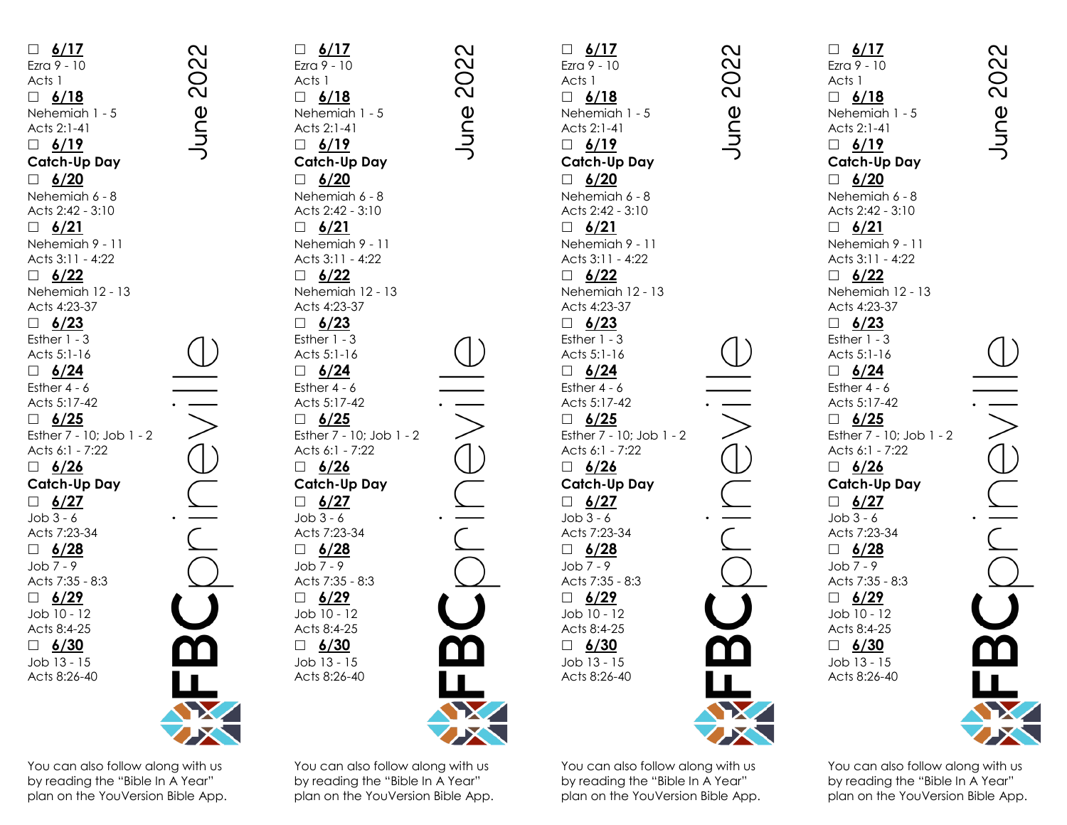June 2022

☐ **6/17**
Ezra 9 - 10
Acts 1

☐ **6/18**
Nehemiah 1 - 5
Acts 2:1-41

☐ **6/19**
**Catch-Up Day**

☐ **6/20**
Nehemiah 6 - 8
Acts 2:42 - 3:10

☐ **6/21**
Nehemiah 9 - 11
Acts 3:11 - 4:22

☐ **6/22**
Nehemiah 12 - 13
Acts 4:23-37

☐ **6/23**
Esther 1 - 3
Acts 5:1-16

☐ **6/24**
Esther 4 - 6
Acts 5:17-42

☐ **6/25**
Esther 7 - 10; Job 1 - 2
Acts 6:1 - 7:22

☐ **6/26**
**Catch-Up Day**

☐ **6/27**
Job 3 - 6
Acts 7:23-34

☐ **6/28**
Job 7 - 9
Acts 7:35 - 8:3

☐ **6/29**
Job 10 - 12
Acts 8:4-25

☐ **6/30**
Job 13 - 15
Acts 8:26-40

FBCprineville

You can also follow along with us by reading the "Bible In A Year" plan on the YouVersion Bible App.

---

June 2022

☐ **6/17**
Ezra 9 - 10
Acts 1

☐ **6/18**
Nehemiah 1 - 5
Acts 2:1-41

☐ **6/19**
**Catch-Up Day**

☐ **6/20**
Nehemiah 6 - 8
Acts 2:42 - 3:10

☐ **6/21**
Nehemiah 9 - 11
Acts 3:11 - 4:22

☐ **6/22**
Nehemiah 12 - 13
Acts 4:23-37

☐ **6/23**
Esther 1 - 3
Acts 5:1-16

☐ **6/24**
Esther 4 - 6
Acts 5:17-42

☐ **6/25**
Esther 7 - 10; Job 1 - 2
Acts 6:1 - 7:22

☐ **6/26**
**Catch-Up Day**

☐ **6/27**
Job 3 - 6
Acts 7:23-34

☐ **6/28**
Job 7 - 9
Acts 7:35 - 8:3

☐ **6/29**
Job 10 - 12
Acts 8:4-25

☐ **6/30**
Job 13 - 15
Acts 8:26-40

FBCprineville

You can also follow along with us by reading the "Bible In A Year" plan on the YouVersion Bible App.

---

June 2022

☐ **6/17**
Ezra 9 - 10
Acts 1

☐ **6/18**
Nehemiah 1 - 5
Acts 2:1-41

☐ **6/19**
**Catch-Up Day**

☐ **6/20**
Nehemiah 6 - 8
Acts 2:42 - 3:10

☐ **6/21**
Nehemiah 9 - 11
Acts 3:11 - 4:22

☐ **6/22**
Nehemiah 12 - 13
Acts 4:23-37

☐ **6/23**
Esther 1 - 3
Acts 5:1-16

☐ **6/24**
Esther 4 - 6
Acts 5:17-42

☐ **6/25**
Esther 7 - 10; Job 1 - 2
Acts 6:1 - 7:22

☐ **6/26**
**Catch-Up Day**

☐ **6/27**
Job 3 - 6
Acts 7:23-34

☐ **6/28**
Job 7 - 9
Acts 7:35 - 8:3

☐ **6/29**
Job 10 - 12
Acts 8:4-25

☐ **6/30**
Job 13 - 15
Acts 8:26-40

FBCprineville

You can also follow along with us by reading the "Bible In A Year" plan on the YouVersion Bible App.

---

June 2022

☐ **6/17**
Ezra 9 - 10
Acts 1

☐ **6/18**
Nehemiah 1 - 5
Acts 2:1-41

☐ **6/19**
**Catch-Up Day**

☐ **6/20**
Nehemiah 6 - 8
Acts 2:42 - 3:10

☐ **6/21**
Nehemiah 9 - 11
Acts 3:11 - 4:22

☐ **6/22**
Nehemiah 12 - 13
Acts 4:23-37

☐ **6/23**
Esther 1 - 3
Acts 5:1-16

☐ **6/24**
Esther 4 - 6
Acts 5:17-42

☐ **6/25**
Esther 7 - 10; Job 1 - 2
Acts 6:1 - 7:22

☐ **6/26**
**Catch-Up Day**

☐ **6/27**
Job 3 - 6
Acts 7:23-34

☐ **6/28**
Job 7 - 9
Acts 7:35 - 8:3

☐ **6/29**
Job 10 - 12
Acts 8:4-25

☐ **6/30**
Job 13 - 15
Acts 8:26-40

FBCprineville

You can also follow along with us by reading the "Bible In A Year" plan on the YouVersion Bible App.